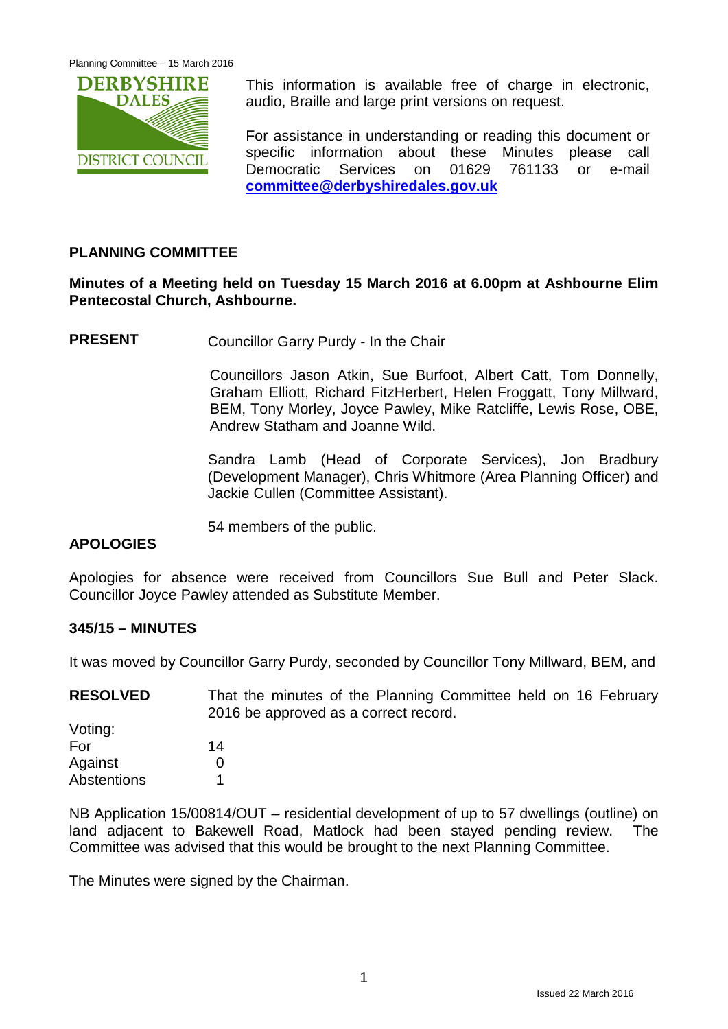This information is available free of charge in electronic, audio, Braille and large print versions on request.

For assistance in understanding or reading this document or specific information about these Minutes please call Democratic Services on 01629 761133 or e-mail **committee@derbyshiredales.gov.uk**

## PLANNING COMMITTEE

**Minutes of a Meeting held on Tuesday 15 March 2016 at 6.00pm at Ashbourne Elim Pentecostal Church, Ashbourne.**

**PRESENT** Councillor Garry Purdy - In the Chair

Councillors Jason Atkin, Sue Burfoot, Albert Catt, Tom Donnelly, Graham Elliott, Richard FitzHerbert, Helen Froggatt, Tony Millward, BEM, Tony Morley, Joyce Pawley, Mike Ratcliffe, Lewis Rose, OBE, Andrew Statham and Joanne Wild.

Sandra Lamb (Head of Corporate Services), Jon Bradbury (Development Manager), Chris Whitmore (Area Planning Officer) and Jackie Cullen (Committee Assistant).

54 members of the public.

### APOLOGIES

Apologies for absence were received from Councillors Sue Bull and Peter Slack. Councillor Joyce Pawley attended as Substitute Member.

### 345/15 – MINUTES

It was moved by Councillor Garry Purdy, seconded by Councillor Tony Millward, BEM, and

**RESOLVED** That the minutes of the Planning Committee held on 16 February 2016 be approved as a correct record.

Voting:
For 14
Against 0
Abstentions 1

NB Application 15/00814/OUT – residential development of up to 57 dwellings (outline) on land adjacent to Bakewell Road, Matlock had been stayed pending review. The Committee was advised that this would be brought to the next Planning Committee.

The Minutes were signed by the Chairman.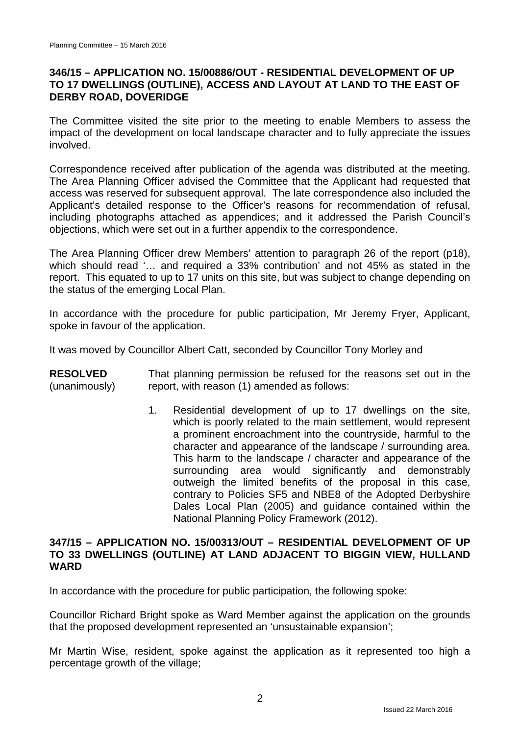### 346/15 – APPLICATION NO. 15/00886/OUT - RESIDENTIAL DEVELOPMENT OF UP TO 17 DWELLINGS (OUTLINE), ACCESS AND LAYOUT AT LAND TO THE EAST OF DERBY ROAD, DOVERIDGE

The Committee visited the site prior to the meeting to enable Members to assess the impact of the development on local landscape character and to fully appreciate the issues involved.

Correspondence received after publication of the agenda was distributed at the meeting. The Area Planning Officer advised the Committee that the Applicant had requested that access was reserved for subsequent approval. The late correspondence also included the Applicant's detailed response to the Officer's reasons for recommendation of refusal, including photographs attached as appendices; and it addressed the Parish Council's objections, which were set out in a further appendix to the correspondence.

The Area Planning Officer drew Members' attention to paragraph 26 of the report (p18), which should read '… and required a 33% contribution' and not 45% as stated in the report. This equated to up to 17 units on this site, but was subject to change depending on the status of the emerging Local Plan.

In accordance with the procedure for public participation, Mr Jeremy Fryer, Applicant, spoke in favour of the application.

It was moved by Councillor Albert Catt, seconded by Councillor Tony Morley and

**RESOLVED** (unanimously)

That planning permission be refused for the reasons set out in the report, with reason (1) amended as follows:

1. Residential development of up to 17 dwellings on the site, which is poorly related to the main settlement, would represent a prominent encroachment into the countryside, harmful to the character and appearance of the landscape / surrounding area. This harm to the landscape / character and appearance of the surrounding area would significantly and demonstrably outweigh the limited benefits of the proposal in this case, contrary to Policies SF5 and NBE8 of the Adopted Derbyshire Dales Local Plan (2005) and guidance contained within the National Planning Policy Framework (2012).

### 347/15 – APPLICATION NO. 15/00313/OUT – RESIDENTIAL DEVELOPMENT OF UP TO 33 DWELLINGS (OUTLINE) AT LAND ADJACENT TO BIGGIN VIEW, HULLAND WARD

In accordance with the procedure for public participation, the following spoke:

Councillor Richard Bright spoke as Ward Member against the application on the grounds that the proposed development represented an 'unsustainable expansion';

Mr Martin Wise, resident, spoke against the application as it represented too high a percentage growth of the village;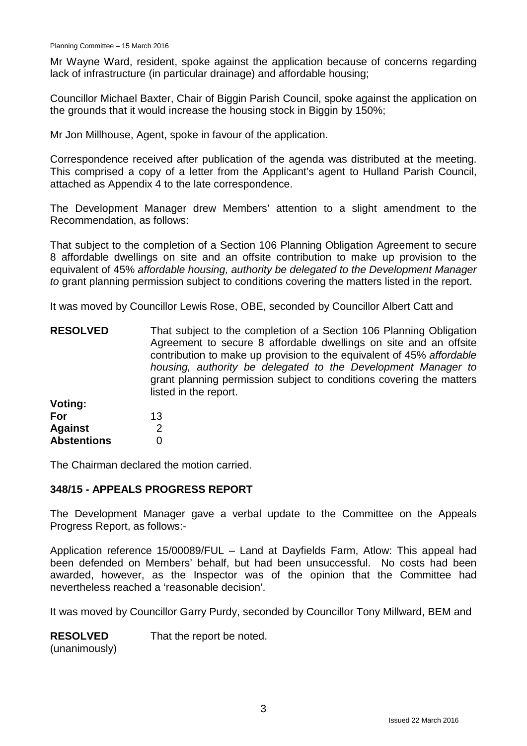Mr Wayne Ward, resident, spoke against the application because of concerns regarding lack of infrastructure (in particular drainage) and affordable housing;

Councillor Michael Baxter, Chair of Biggin Parish Council, spoke against the application on the grounds that it would increase the housing stock in Biggin by 150%;

Mr Jon Millhouse, Agent, spoke in favour of the application.

Correspondence received after publication of the agenda was distributed at the meeting. This comprised a copy of a letter from the Applicant's agent to Hulland Parish Council, attached as Appendix 4 to the late correspondence.

The Development Manager drew Members' attention to a slight amendment to the Recommendation, as follows:

That subject to the completion of a Section 106 Planning Obligation Agreement to secure 8 affordable dwellings on site and an offsite contribution to make up provision to the equivalent of 45% *affordable housing, authority be delegated to the Development Manager to* grant planning permission subject to conditions covering the matters listed in the report.

It was moved by Councillor Lewis Rose, OBE, seconded by Councillor Albert Catt and

**RESOLVED** That subject to the completion of a Section 106 Planning Obligation Agreement to secure 8 affordable dwellings on site and an offsite contribution to make up provision to the equivalent of 45% *affordable housing, authority be delegated to the Development Manager to* grant planning permission subject to conditions covering the matters listed in the report.

**Voting:**
**For** 13
**Against** 2
**Abstentions** 0

The Chairman declared the motion carried.

## 348/15 - APPEALS PROGRESS REPORT

The Development Manager gave a verbal update to the Committee on the Appeals Progress Report, as follows:-

Application reference 15/00089/FUL – Land at Dayfields Farm, Atlow: This appeal had been defended on Members' behalf, but had been unsuccessful. No costs had been awarded, however, as the Inspector was of the opinion that the Committee had nevertheless reached a 'reasonable decision'.

It was moved by Councillor Garry Purdy, seconded by Councillor Tony Millward, BEM and

**RESOLVED** That the report be noted.
(unanimously)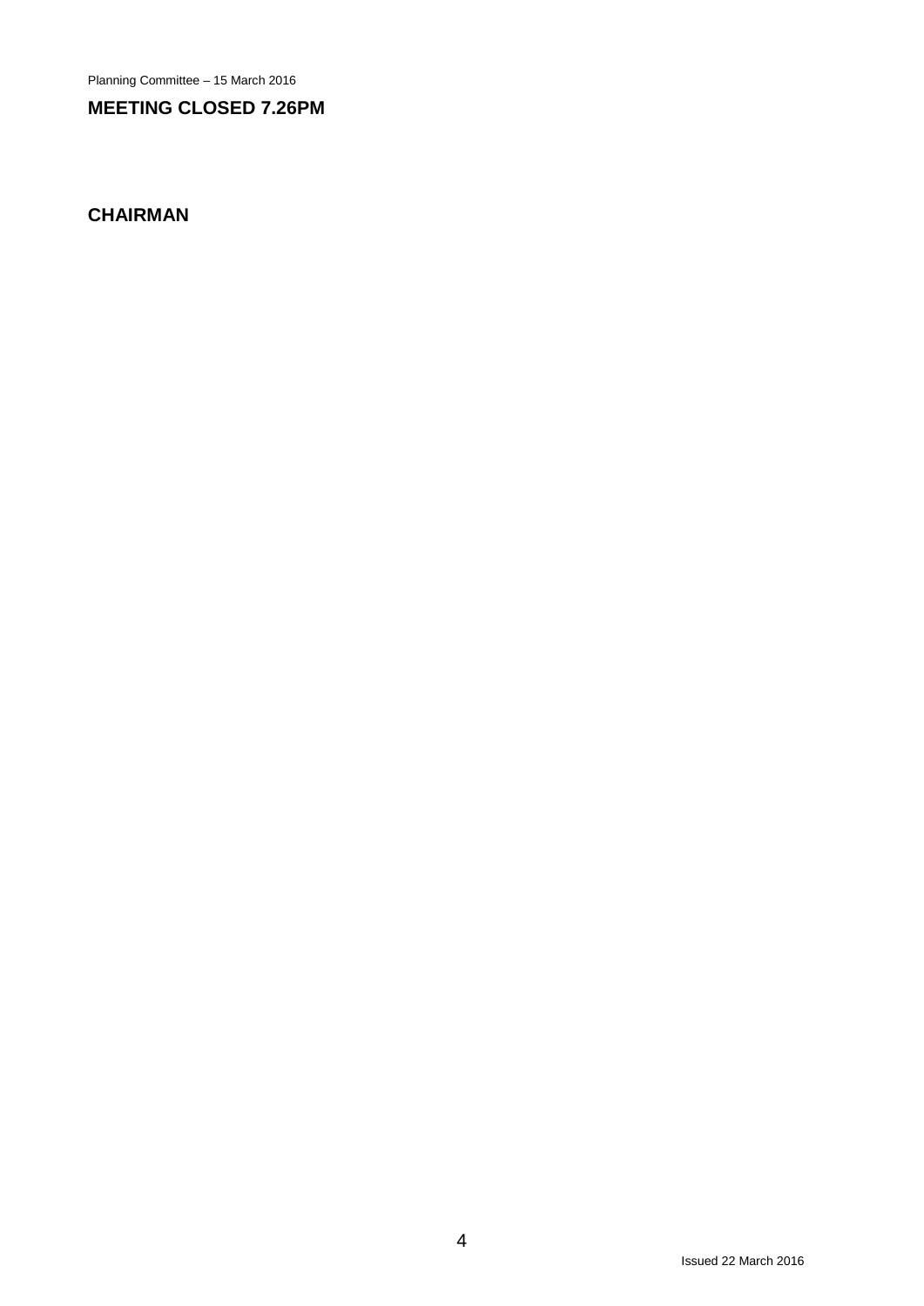**MEETING CLOSED 7.26PM**

**CHAIRMAN**

Issued 22 March 2016